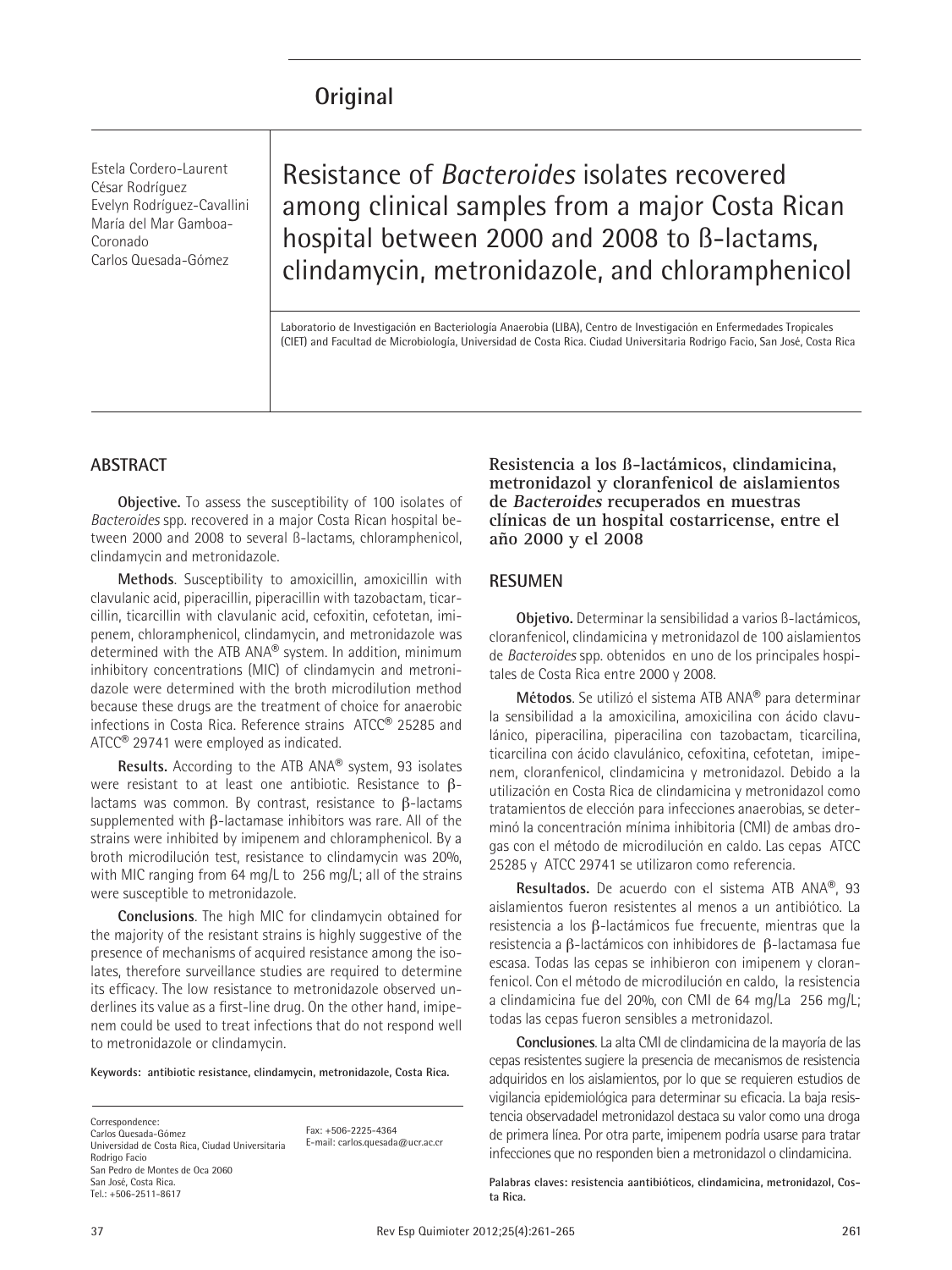## Original

Estela Cordero-Laurent
César Rodríguez
Evelyn Rodríguez-Cavallini
María del Mar Gamboa-Coronado
Carlos Quesada-Gómez

# Resistance of *Bacteroides* isolates recovered among clinical samples from a major Costa Rican hospital between 2000 and 2008 to ß-lactams, clindamycin, metronidazole, and chloramphenicol

Laboratorio de Investigación en Bacteriología Anaerobia (LIBA), Centro de Investigación en Enfermedades Tropicales (CIET) and Facultad de Microbiología, Universidad de Costa Rica. Ciudad Universitaria Rodrigo Facio, San José, Costa Rica

## ABSTRACT

**Objective.** To assess the susceptibility of 100 isolates of *Bacteroides* spp. recovered in a major Costa Rican hospital between 2000 and 2008 to several ß-lactams, chloramphenicol, clindamycin and metronidazole.

**Methods**. Susceptibility to amoxicillin, amoxicillin with clavulanic acid, piperacillin, piperacillin with tazobactam, ticarcillin, ticarcillin with clavulanic acid, cefoxitin, cefotetan, imipenem, chloramphenicol, clindamycin, and metronidazole was determined with the ATB ANA® system. In addition, minimum inhibitory concentrations (MIC) of clindamycin and metronidazole were determined with the broth microdilution method because these drugs are the treatment of choice for anaerobic infections in Costa Rica. Reference strains ATCC® 25285 and ATCC® 29741 were employed as indicated.

**Results.** According to the ATB ANA® system, 93 isolates were resistant to at least one antibiotic. Resistance to β-lactams was common. By contrast, resistance to β-lactams supplemented with β-lactamase inhibitors was rare. All of the strains were inhibited by imipenem and chloramphenicol. By a broth microdilución test, resistance to clindamycin was 20%, with MIC ranging from 64 mg/L to 256 mg/L; all of the strains were susceptible to metronidazole.

**Conclusions**. The high MIC for clindamycin obtained for the majority of the resistant strains is highly suggestive of the presence of mechanisms of acquired resistance among the isolates, therefore surveillance studies are required to determine its efficacy. The low resistance to metronidazole observed underlines its value as a first-line drug. On the other hand, imipenem could be used to treat infections that do not respond well to metronidazole or clindamycin.

**Keywords: antibiotic resistance, clindamycin, metronidazole, Costa Rica.**

Correspondence:
Carlos Quesada-Gómez
Universidad de Costa Rica, Ciudad Universitaria Rodrigo Facio
San Pedro de Montes de Oca 2060
San José, Costa Rica.
Tel.: +506-2511-8617
Fax: +506-2225-4364
E-mail: carlos.quesada@ucr.ac.cr

### Resistencia a los ß-lactámicos, clindamicina, metronidazol y cloranfenicol de aislamientos de *Bacteroides* recuperados en muestras clínicas de un hospital costarricense, entre el año 2000 y el 2008

## RESUMEN

**Objetivo.** Determinar la sensibilidad a varios ß-lactámicos, cloranfenicol, clindamicina y metronidazol de 100 aislamientos de *Bacteroides* spp. obtenidos en uno de los principales hospitales de Costa Rica entre 2000 y 2008.

**Métodos**. Se utilizó el sistema ATB ANA® para determinar la sensibilidad a la amoxicilina, amoxicilina con ácido clavulánico, piperacilina, piperacilina con tazobactam, ticarcilina, ticarcilina con ácido clavulánico, cefoxitina, cefotetan, imipenem, cloranfenicol, clindamicina y metronidazol. Debido a la utilización en Costa Rica de clindamicina y metronidazol como tratamientos de elección para infecciones anaerobias, se determinó la concentración mínima inhibitoria (CMI) de ambas drogas con el método de microdilución en caldo. Las cepas ATCC 25285 y ATCC 29741 se utilizaron como referencia.

**Resultados.** De acuerdo con el sistema ATB ANA®, 93 aislamientos fueron resistentes al menos a un antibiótico. La resistencia a los β-lactámicos fue frecuente, mientras que la resistencia a β-lactámicos con inhibidores de β-lactamasa fue escasa. Todas las cepas se inhibieron con imipenem y cloranfenicol. Con el método de microdilución en caldo, la resistencia a clindamicina fue del 20%, con CMI de 64 mg/La 256 mg/L; todas las cepas fueron sensibles a metronidazol.

**Conclusiones**. La alta CMI de clindamicina de la mayoría de las cepas resistentes sugiere la presencia de mecanismos de resistencia adquiridos en los aislamientos, por lo que se requieren estudios de vigilancia epidemiológica para determinar su eficacia. La baja resistencia observadadel metronidazol destaca su valor como una droga de primera línea. Por otra parte, imipenem podría usarse para tratar infecciones que no responden bien a metronidazol o clindamicina.

**Palabras claves: resistencia aantibióticos, clindamicina, metronidazol, Costa Rica.**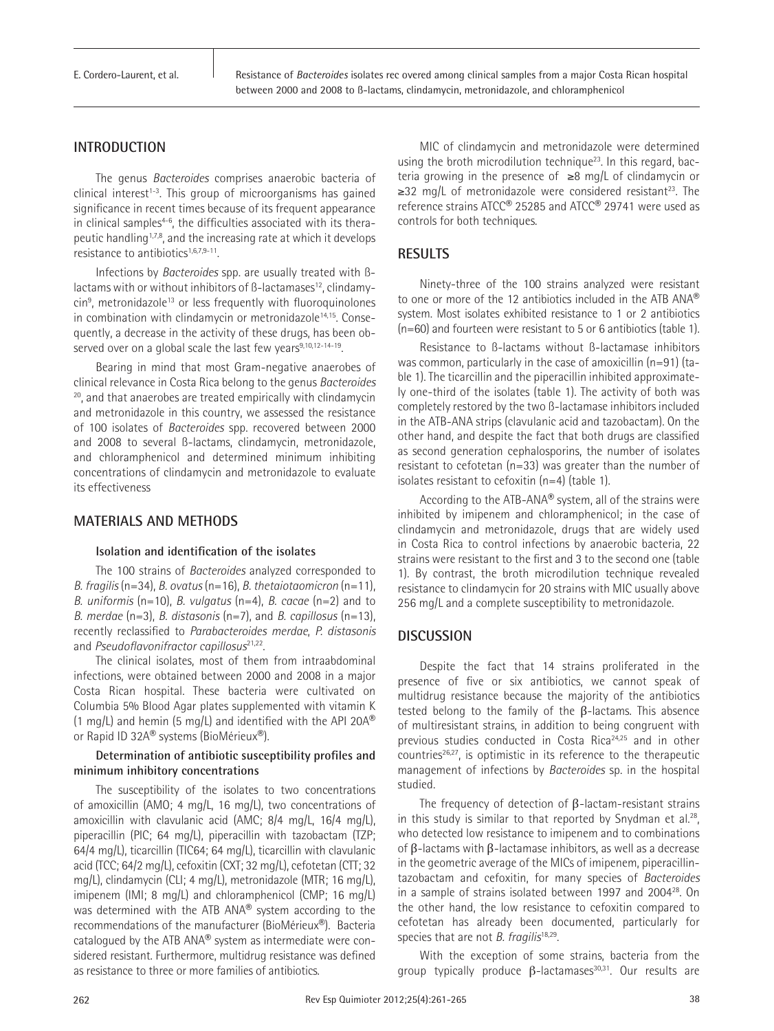## INTRODUCTION

The genus *Bacteroides* comprises anaerobic bacteria of clinical interest[1-3]. This group of microorganisms has gained significance in recent times because of its frequent appearance in clinical samples[4-6], the difficulties associated with its therapeutic handling[1,7,8], and the increasing rate at which it develops resistance to antibiotics[1,6,7,9-11].

Infections by *Bacteroides* spp. are usually treated with ß-lactams with or without inhibitors of ß-lactamases[12], clindamycin[9], metronidazole[13] or less frequently with fluoroquinolones in combination with clindamycin or metronidazole[14,15]. Consequently, a decrease in the activity of these drugs, has been observed over on a global scale the last few years[9,10,12-14-19].

Bearing in mind that most Gram-negative anaerobes of clinical relevance in Costa Rica belong to the genus *Bacteroides* [20], and that anaerobes are treated empirically with clindamycin and metronidazole in this country, we assessed the resistance of 100 isolates of *Bacteroides* spp. recovered between 2000 and 2008 to several ß-lactams, clindamycin, metronidazole, and chloramphenicol and determined minimum inhibiting concentrations of clindamycin and metronidazole to evaluate its effectiveness

## MATERIALS AND METHODS

### Isolation and identification of the isolates

The 100 strains of *Bacteroides* analyzed corresponded to *B. fragilis* (n=34), *B. ovatus* (n=16), *B. thetaiotaomicron* (n=11), *B. uniformis* (n=10), *B. vulgatus* (n=4), *B. cacae* (n=2) and to *B. merdae* (n=3), *B. distasonis* (n=7), and *B. capillosus* (n=13), recently reclassified to *Parabacteroides merdae*, *P. distasonis* and *Pseudoflavonifractor capillosus*[21,22].

The clinical isolates, most of them from intraabdominal infections, were obtained between 2000 and 2008 in a major Costa Rican hospital. These bacteria were cultivated on Columbia 5% Blood Agar plates supplemented with vitamin K (1 mg/L) and hemin (5 mg/L) and identified with the API 20A® or Rapid ID 32A® systems (BioMérieux®).

### Determination of antibiotic susceptibility profiles and minimum inhibitory concentrations

The susceptibility of the isolates to two concentrations of amoxicillin (AMO; 4 mg/L, 16 mg/L), two concentrations of amoxicillin with clavulanic acid (AMC; 8/4 mg/L, 16/4 mg/L), piperacillin (PIC; 64 mg/L), piperacillin with tazobactam (TZP; 64/4 mg/L), ticarcillin (TIC64; 64 mg/L), ticarcillin with clavulanic acid (TCC; 64/2 mg/L), cefoxitin (CXT; 32 mg/L), cefotetan (CTT; 32 mg/L), clindamycin (CLI; 4 mg/L), metronidazole (MTR; 16 mg/L), imipenem (IMI; 8 mg/L) and chloramphenicol (CMP; 16 mg/L) was determined with the ATB ANA® system according to the recommendations of the manufacturer (BioMérieux®). Bacteria catalogued by the ATB ANA® system as intermediate were considered resistant. Furthermore, multidrug resistance was defined as resistance to three or more families of antibiotics.

MIC of clindamycin and metronidazole were determined using the broth microdilution technique[23]. In this regard, bacteria growing in the presence of ≥8 mg/L of clindamycin or ≥32 mg/L of metronidazole were considered resistant[23]. The reference strains ATCC® 25285 and ATCC® 29741 were used as controls for both techniques.

## RESULTS

Ninety-three of the 100 strains analyzed were resistant to one or more of the 12 antibiotics included in the ATB ANA® system. Most isolates exhibited resistance to 1 or 2 antibiotics (n=60) and fourteen were resistant to 5 or 6 antibiotics (table 1).

Resistance to ß-lactams without ß-lactamase inhibitors was common, particularly in the case of amoxicillin (n=91) (table 1). The ticarcillin and the piperacillin inhibited approximately one-third of the isolates (table 1). The activity of both was completely restored by the two ß-lactamase inhibitors included in the ATB-ANA strips (clavulanic acid and tazobactam). On the other hand, and despite the fact that both drugs are classified as second generation cephalosporins, the number of isolates resistant to cefotetan (n=33) was greater than the number of isolates resistant to cefoxitin (n=4) (table 1).

According to the ATB-ANA® system, all of the strains were inhibited by imipenem and chloramphenicol; in the case of clindamycin and metronidazole, drugs that are widely used in Costa Rica to control infections by anaerobic bacteria, 22 strains were resistant to the first and 3 to the second one (table 1). By contrast, the broth microdilution technique revealed resistance to clindamycin for 20 strains with MIC usually above 256 mg/L and a complete susceptibility to metronidazole.

## DISCUSSION

Despite the fact that 14 strains proliferated in the presence of five or six antibiotics, we cannot speak of multidrug resistance because the majority of the antibiotics tested belong to the family of the β-lactams. This absence of multiresistant strains, in addition to being congruent with previous studies conducted in Costa Rica[24,25] and in other countries[26,27], is optimistic in its reference to the therapeutic management of infections by *Bacteroides* sp. in the hospital studied.

The frequency of detection of β-lactam-resistant strains in this study is similar to that reported by Snydman et al.[28], who detected low resistance to imipenem and to combinations of β-lactams with β-lactamase inhibitors, as well as a decrease in the geometric average of the MICs of imipenem, piperacillin-tazobactam and cefoxitin, for many species of *Bacteroides* in a sample of strains isolated between 1997 and 2004[28]. On the other hand, the low resistance to cefoxitin compared to cefotetan has already been documented, particularly for species that are not *B. fragilis*[18,29].

With the exception of some strains, bacteria from the group typically produce β-lactamases[30,31]. Our results are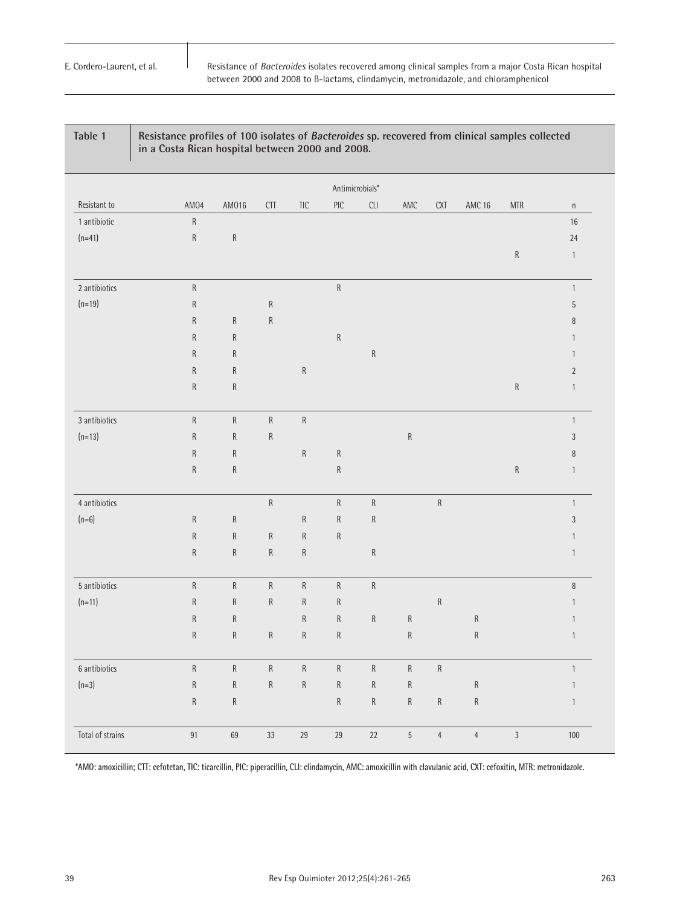**Table 1** Resistance profiles of 100 isolates of *Bacteroides* sp. recovered from clinical samples collected in a Costa Rican hospital between 2000 and 2008.

| | Antimicrobials* | | | | | | | | | | |
|---|---|---|---|---|---|---|---|---|---|---|---|
| Resistant to | AMO4 | AMO16 | CTT | TIC | PIC | CLI | AMC | CXT | AMC 16 | MTR | n |
| 1 antibiotic | R | | | | | | | | | | 16 |
| (n=41) | R | R | | | | | | | | | 24 |
| | | | | | | | | | | R | 1 |
| 2 antibiotics | R | | | | R | | | | | | 1 |
| (n=19) | R | | R | | | | | | | | 5 |
| | R | R | R | | | | | | | | 8 |
| | R | R | | | R | | | | | | 1 |
| | R | R | | | | R | | | | | 1 |
| | R | R | | R | | | | | | | 2 |
| | R | R | | | | | | | | R | 1 |
| 3 antibiotics | R | R | R | R | | | | | | | 1 |
| (n=13) | R | R | R | | | | R | | | | 3 |
| | R | R | | R | R | | | | | | 8 |
| | R | R | | | R | | | | | R | 1 |
| 4 antibiotics | | | R | | R | R | | R | | | 1 |
| (n=6) | R | R | | R | R | R | | | | | 3 |
| | R | R | R | R | R | | | | | | 1 |
| | R | R | R | R | | R | | | | | 1 |
| 5 antibiotics | R | R | R | R | R | R | | | | | 8 |
| (n=11) | R | R | R | R | R | | | R | | | 1 |
| | R | R | | R | R | R | R | | R | | 1 |
| | R | R | R | R | R | | R | | R | | 1 |
| 6 antibiotics | R | R | R | R | R | R | R | R | | | 1 |
| (n=3) | R | R | R | R | R | R | R | | R | | 1 |
| | R | R | | | R | R | R | R | R | | 1 |
| Total of strains | 91 | 69 | 33 | 29 | 29 | 22 | 5 | 4 | 4 | 3 | 100 |

*AMO: amoxicillin; CTT: cefotetan, TIC: ticarcillin, PIC: piperacillin, CLI: clindamycin, AMC: amoxicillin with clavulanic acid, CXT: cefoxitin, MTR: metronidazole.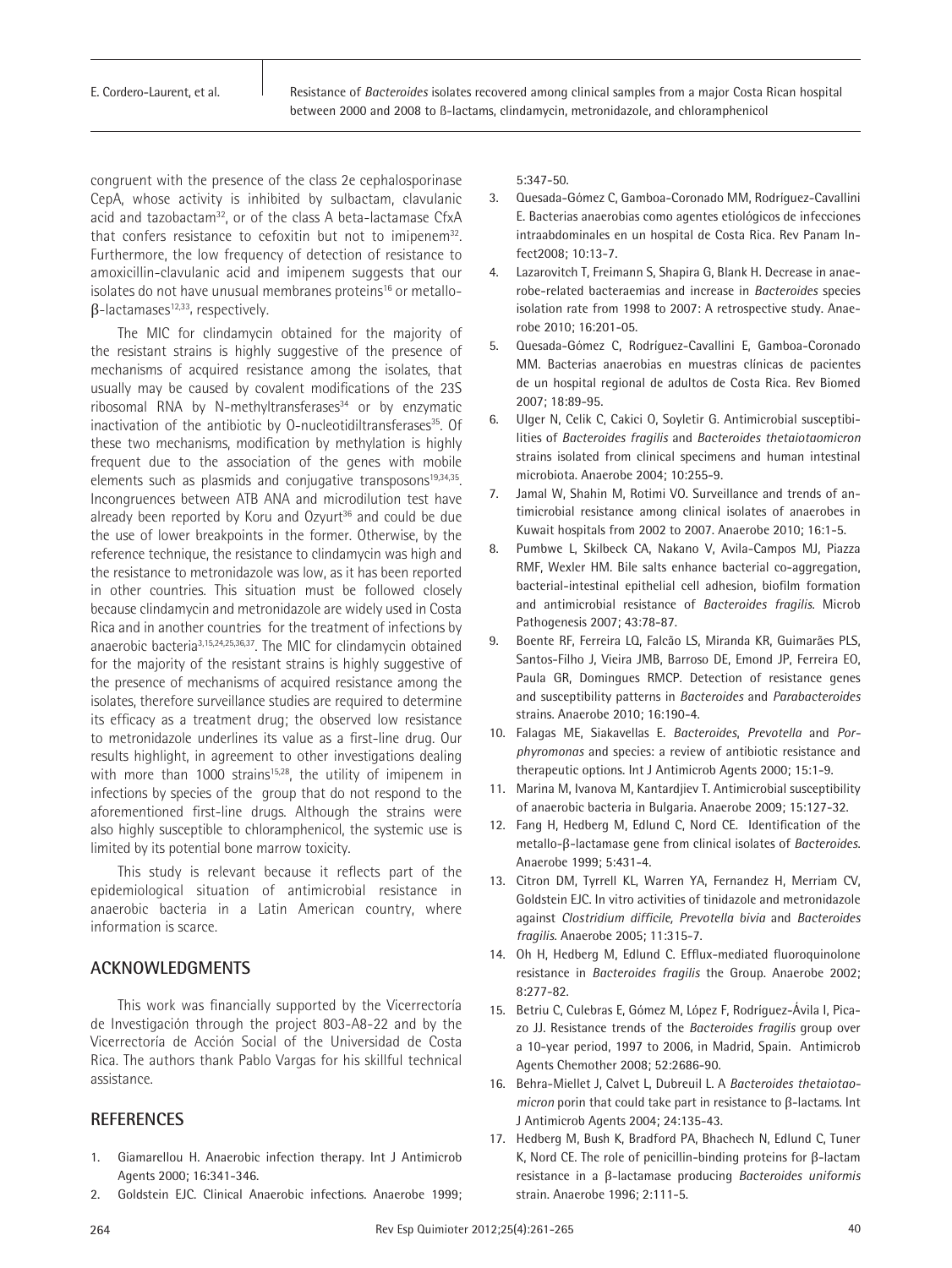congruent with the presence of the class 2e cephalosporinase CepA, whose activity is inhibited by sulbactam, clavulanic acid and tazobactam[32], or of the class A beta-lactamase CfxA that confers resistance to cefoxitin but not to imipenem[32]. Furthermore, the low frequency of detection of resistance to amoxicillin-clavulanic acid and imipenem suggests that our isolates do not have unusual membranes proteins[16] or metallo-β-lactamases[12,33], respectively.

The MIC for clindamycin obtained for the majority of the resistant strains is highly suggestive of the presence of mechanisms of acquired resistance among the isolates, that usually may be caused by covalent modifications of the 23S ribosomal RNA by N-methyltransferases[34] or by enzymatic inactivation of the antibiotic by O-nucleotidiltransferases[35]. Of these two mechanisms, modification by methylation is highly frequent due to the association of the genes with mobile elements such as plasmids and conjugative transposons[19,34,35]. Incongruences between ATB ANA and microdilution test have already been reported by Koru and Ozyurt[36] and could be due the use of lower breakpoints in the former. Otherwise, by the reference technique, the resistance to clindamycin was high and the resistance to metronidazole was low, as it has been reported in other countries. This situation must be followed closely because clindamycin and metronidazole are widely used in Costa Rica and in another countries for the treatment of infections by anaerobic bacteria[3,15,24,25,36,37]. The MIC for clindamycin obtained for the majority of the resistant strains is highly suggestive of the presence of mechanisms of acquired resistance among the isolates, therefore surveillance studies are required to determine its efficacy as a treatment drug; the observed low resistance to metronidazole underlines its value as a first-line drug. Our results highlight, in agreement to other investigations dealing with more than 1000 strains[15,28], the utility of imipenem in infections by species of the group that do not respond to the aforementioned first-line drugs. Although the strains were also highly susceptible to chloramphenicol, the systemic use is limited by its potential bone marrow toxicity.

This study is relevant because it reflects part of the epidemiological situation of antimicrobial resistance in anaerobic bacteria in a Latin American country, where information is scarce.

## ACKNOWLEDGMENTS

This work was financially supported by the Vicerrectoría de Investigación through the project 803-A8-22 and by the Vicerrectoría de Acción Social of the Universidad de Costa Rica. The authors thank Pablo Vargas for his skillful technical assistance.

## REFERENCES

1. Giamarellou H. Anaerobic infection therapy. Int J Antimicrob Agents 2000; 16:341-346.
2. Goldstein EJC. Clinical Anaerobic infections. Anaerobe 1999; 5:347-50.
3. Quesada-Gómez C, Gamboa-Coronado MM, Rodríguez-Cavallini E. Bacterias anaerobias como agentes etiológicos de infecciones intraabdominales en un hospital de Costa Rica. Rev Panam Infect2008; 10:13-7.
4. Lazarovitch T, Freimann S, Shapira G, Blank H. Decrease in anaerobe-related bacteraemias and increase in *Bacteroides* species isolation rate from 1998 to 2007: A retrospective study. Anaerobe 2010; 16:201-05.
5. Quesada-Gómez C, Rodríguez-Cavallini E, Gamboa-Coronado MM. Bacterias anaerobias en muestras clínicas de pacientes de un hospital regional de adultos de Costa Rica. Rev Biomed 2007; 18:89-95.
6. Ulger N, Celik C, Cakici O, Soyletir G. Antimicrobial susceptibilities of *Bacteroides fragilis* and *Bacteroides thetaiotaomicron* strains isolated from clinical specimens and human intestinal microbiota. Anaerobe 2004; 10:255-9.
7. Jamal W, Shahin M, Rotimi VO. Surveillance and trends of antimicrobial resistance among clinical isolates of anaerobes in Kuwait hospitals from 2002 to 2007. Anaerobe 2010; 16:1-5.
8. Pumbwe L, Skilbeck CA, Nakano V, Avila-Campos MJ, Piazza RMF, Wexler HM. Bile salts enhance bacterial co-aggregation, bacterial-intestinal epithelial cell adhesion, biofilm formation and antimicrobial resistance of *Bacteroides fragilis*. Microb Pathogenesis 2007; 43:78-87.
9. Boente RF, Ferreira LQ, Falcão LS, Miranda KR, Guimarães PLS, Santos-Filho J, Vieira JMB, Barroso DE, Emond JP, Ferreira EO, Paula GR, Domingues RMCP. Detection of resistance genes and susceptibility patterns in *Bacteroides* and *Parabacteroides* strains. Anaerobe 2010; 16:190-4.
10. Falagas ME, Siakavellas E. *Bacteroides*, *Prevotella* and *Porphyromonas* and species: a review of antibiotic resistance and therapeutic options. Int J Antimicrob Agents 2000; 15:1-9.
11. Marina M, Ivanova M, Kantardjiev T. Antimicrobial susceptibility of anaerobic bacteria in Bulgaria. Anaerobe 2009; 15:127-32.
12. Fang H, Hedberg M, Edlund C, Nord CE. Identification of the metallo-β-lactamase gene from clinical isolates of *Bacteroides*. Anaerobe 1999; 5:431-4.
13. Citron DM, Tyrrell KL, Warren YA, Fernandez H, Merriam CV, Goldstein EJC. In vitro activities of tinidazole and metronidazole against *Clostridium difficile, Prevotella bivia* and *Bacteroides fragilis*. Anaerobe 2005; 11:315-7.
14. Oh H, Hedberg M, Edlund C. Efflux-mediated fluoroquinolone resistance in *Bacteroides fragilis* the Group. Anaerobe 2002; 8:277-82.
15. Betriu C, Culebras E, Gómez M, López F, Rodríguez-Ávila I, Picazo JJ. Resistance trends of the *Bacteroides fragilis* group over a 10-year period, 1997 to 2006, in Madrid, Spain. Antimicrob Agents Chemother 2008; 52:2686-90.
16. Behra-Miellet J, Calvet L, Dubreuil L. A *Bacteroides thetaiotaomicron* porin that could take part in resistance to β-lactams. Int J Antimicrob Agents 2004; 24:135-43.
17. Hedberg M, Bush K, Bradford PA, Bhachech N, Edlund C, Tuner K, Nord CE. The role of penicillin-binding proteins for β-lactam resistance in a β-lactamase producing *Bacteroides uniformis* strain. Anaerobe 1996; 2:111-5.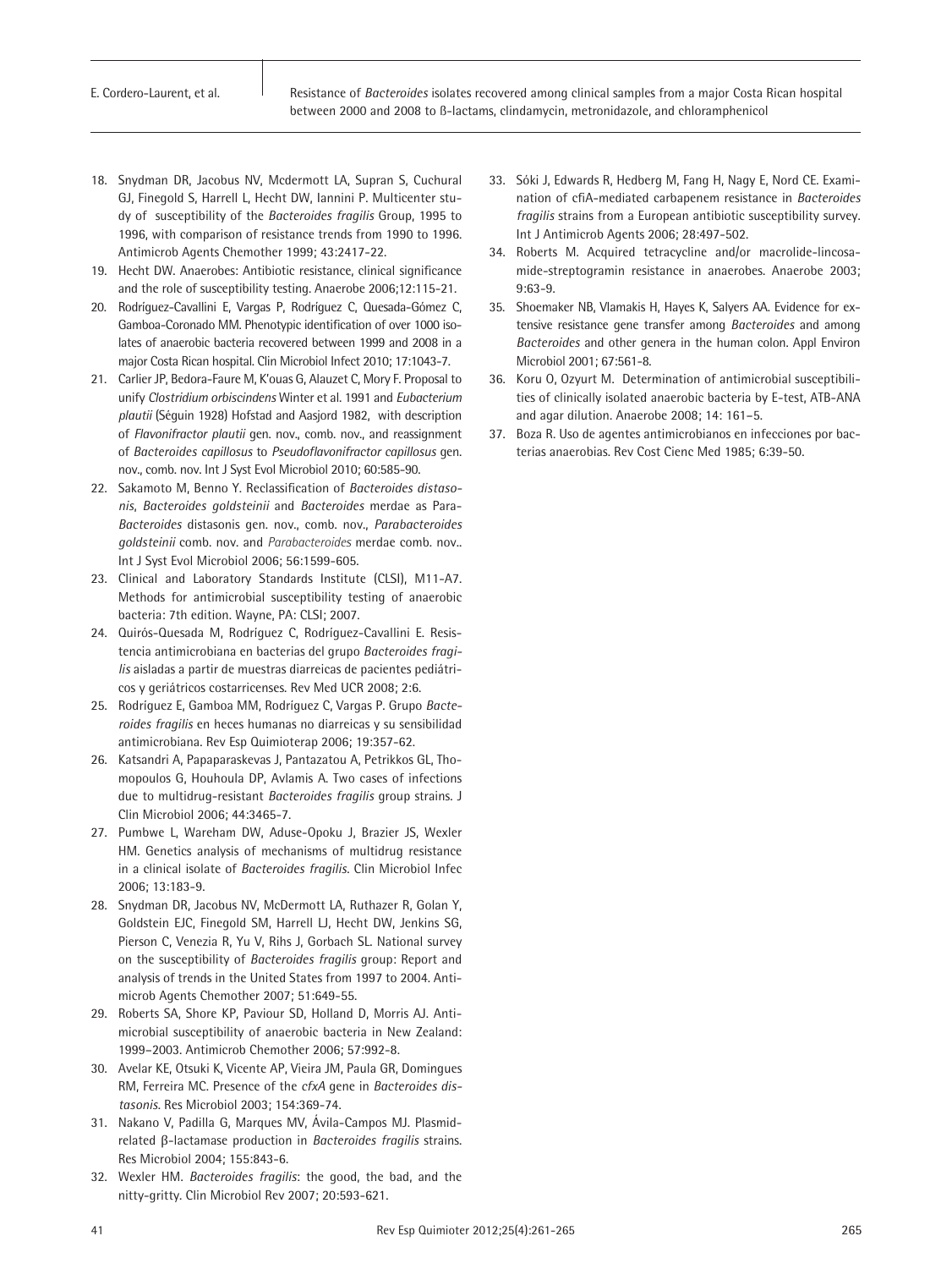18. Snydman DR, Jacobus NV, Mcdermott LA, Supran S, Cuchural GJ, Finegold S, Harrell L, Hecht DW, Iannini P. Multicenter study of susceptibility of the *Bacteroides fragilis* Group, 1995 to 1996, with comparison of resistance trends from 1990 to 1996. Antimicrob Agents Chemother 1999; 43:2417-22.
19. Hecht DW. Anaerobes: Antibiotic resistance, clinical significance and the role of susceptibility testing. Anaerobe 2006;12:115-21.
20. Rodríguez-Cavallini E, Vargas P, Rodríguez C, Quesada-Gómez C, Gamboa-Coronado MM. Phenotypic identification of over 1000 isolates of anaerobic bacteria recovered between 1999 and 2008 in a major Costa Rican hospital. Clin Microbiol Infect 2010; 17:1043-7.
21. Carlier JP, Bedora-Faure M, K'ouas G, Alauzet C, Mory F. Proposal to unify *Clostridium orbiscindens* Winter et al. 1991 and *Eubacterium plautii* (Séguin 1928) Hofstad and Aasjord 1982, with description of *Flavonifractor plautii* gen. nov., comb. nov., and reassignment of *Bacteroides capillosus* to *Pseudoflavonifractor capillosus* gen. nov., comb. nov. Int J Syst Evol Microbiol 2010; 60:585-90.
22. Sakamoto M, Benno Y. Reclassification of *Bacteroides distasonis*, *Bacteroides goldsteinii* and *Bacteroides* merdae as Para-*Bacteroides* distasonis gen. nov., comb. nov., *Parabacteroides goldsteinii* comb. nov. and *Parabacteroides* merdae comb. nov.. Int J Syst Evol Microbiol 2006; 56:1599-605.
23. Clinical and Laboratory Standards Institute (CLSI), M11-A7. Methods for antimicrobial susceptibility testing of anaerobic bacteria: 7th edition. Wayne, PA: CLSI; 2007.
24. Quirós-Quesada M, Rodríguez C, Rodríguez-Cavallini E. Resistencia antimicrobiana en bacterias del grupo *Bacteroides fragilis* aisladas a partir de muestras diarreicas de pacientes pediátricos y geriátricos costarricenses. Rev Med UCR 2008; 2:6.
25. Rodríguez E, Gamboa MM, Rodríguez C, Vargas P. Grupo *Bacteroides fragilis* en heces humanas no diarreicas y su sensibilidad antimicrobiana. Rev Esp Quimioterap 2006; 19:357-62.
26. Katsandri A, Papaparaskevas J, Pantazatou A, Petrikkos GL, Thomopoulos G, Houhoula DP, Avlamis A. Two cases of infections due to multidrug-resistant *Bacteroides fragilis* group strains. J Clin Microbiol 2006; 44:3465-7.
27. Pumbwe L, Wareham DW, Aduse-Opoku J, Brazier JS, Wexler HM. Genetics analysis of mechanisms of multidrug resistance in a clinical isolate of *Bacteroides fragilis*. Clin Microbiol Infec 2006; 13:183-9.
28. Snydman DR, Jacobus NV, McDermott LA, Ruthazer R, Golan Y, Goldstein EJC, Finegold SM, Harrell LJ, Hecht DW, Jenkins SG, Pierson C, Venezia R, Yu V, Rihs J, Gorbach SL. National survey on the susceptibility of *Bacteroides fragilis* group: Report and analysis of trends in the United States from 1997 to 2004. Antimicrob Agents Chemother 2007; 51:649-55.
29. Roberts SA, Shore KP, Paviour SD, Holland D, Morris AJ. Antimicrobial susceptibility of anaerobic bacteria in New Zealand: 1999–2003. Antimicrob Chemother 2006; 57:992-8.
30. Avelar KE, Otsuki K, Vicente AP, Vieira JM, Paula GR, Domingues RM, Ferreira MC. Presence of the *cfxA* gene in *Bacteroides distasonis*. Res Microbiol 2003; 154:369-74.
31. Nakano V, Padilla G, Marques MV, Ávila-Campos MJ. Plasmid-related β-lactamase production in *Bacteroides fragilis* strains. Res Microbiol 2004; 155:843-6.
32. Wexler HM. *Bacteroides fragilis*: the good, the bad, and the nitty-gritty. Clin Microbiol Rev 2007; 20:593-621.
33. Sóki J, Edwards R, Hedberg M, Fang H, Nagy E, Nord CE. Examination of cfiA-mediated carbapenem resistance in *Bacteroides fragilis* strains from a European antibiotic susceptibility survey. Int J Antimicrob Agents 2006; 28:497-502.
34. Roberts M. Acquired tetracycline and/or macrolide-lincosamide-streptogramin resistance in anaerobes. Anaerobe 2003; 9:63-9.
35. Shoemaker NB, Vlamakis H, Hayes K, Salyers AA. Evidence for extensive resistance gene transfer among *Bacteroides* and among *Bacteroides* and other genera in the human colon. Appl Environ Microbiol 2001; 67:561-8.
36. Koru O, Ozyurt M. Determination of antimicrobial susceptibilities of clinically isolated anaerobic bacteria by E-test, ATB-ANA and agar dilution. Anaerobe 2008; 14: 161–5.
37. Boza R. Uso de agentes antimicrobianos en infecciones por bacterias anaerobias. Rev Cost Cienc Med 1985; 6:39-50.